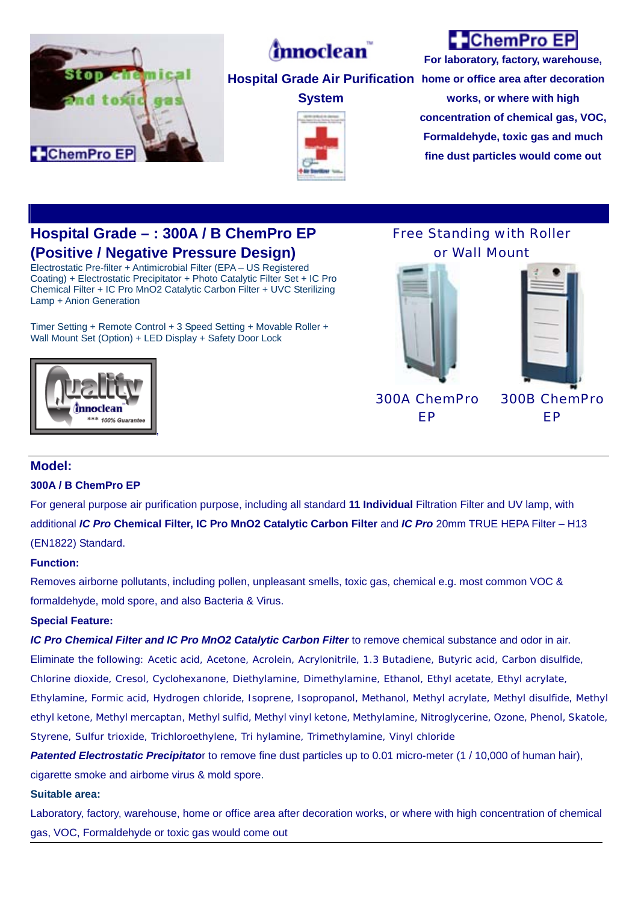**Innoclean™**

**Hospital Grade Air Purification System**

**ChemPro EP**

**For laboratory, factory, warehouse, home or office area after decoration works, or where with high concentration of chemical gas, VOC, Formaldehyde, toxic gas and much fine dust particles would come out**

## Hospital Grade – : 300A / B ChemPro EP (Positive / Negative Pressure Design)

Electrostatic Pre-filter + Antimicrobial Filter (EPA – US Registered Coating) + Electrostatic Precipitator + Photo Catalytic Filter Set + IC Pro Chemical Filter + IC Pro MnO2 Catalytic Carbon Filter + UVC Sterilizing Lamp + Anion Generation

Timer Setting + Remote Control + 3 Speed Setting + Movable Roller + Wall Mount Set (Option) + LED Display + Safety Door Lock

Free Standing with Roller or Wall Mount

300A ChemPro EP

300B ChemPro EP

### Model:

**300A / B ChemPro EP**

For general purpose air purification purpose, including all standard **11 Individual** Filtration Filter and UV lamp, with additional ***IC Pro* Chemical Filter, IC Pro MnO2 Catalytic Carbon Filter** and ***IC Pro*** 20mm TRUE HEPA Filter – H13 (EN1822) Standard.

**Function:**

Removes airborne pollutants, including pollen, unpleasant smells, toxic gas, chemical e.g. most common VOC & formaldehyde, mold spore, and also Bacteria & Virus.

**Special Feature:**

***IC Pro Chemical Filter and IC Pro MnO2 Catalytic Carbon Filter*** to remove chemical substance and odor in air.

Eliminate the following: Acetic acid, Acetone, Acrolein, Acrylonitrile, 1.3 Butadiene, Butyric acid, Carbon disulfide, Chlorine dioxide, Cresol, Cyclohexanone, Diethylamine, Dimethylamine, Ethanol, Ethyl acetate, Ethyl acrylate, Ethylamine, Formic acid, Hydrogen chloride, Isoprene, Isopropanol, Methanol, Methyl acrylate, Methyl disulfide, Methyl ethyl ketone, Methyl mercaptan, Methyl sulfid, Methyl vinyl ketone, Methylamine, Nitroglycerine, Ozone, Phenol, Skatole, Styrene, Sulfur trioxide, Trichloroethylene, Tri hylamine, Trimethylamine, Vinyl chloride

***Patented Electrostatic Precipitator*** to remove fine dust particles up to 0.01 micro-meter (1 / 10,000 of human hair), cigarette smoke and airbome virus & mold spore.

**Suitable area:**

Laboratory, factory, warehouse, home or office area after decoration works, or where with high concentration of chemical gas, VOC, Formaldehyde or toxic gas would come out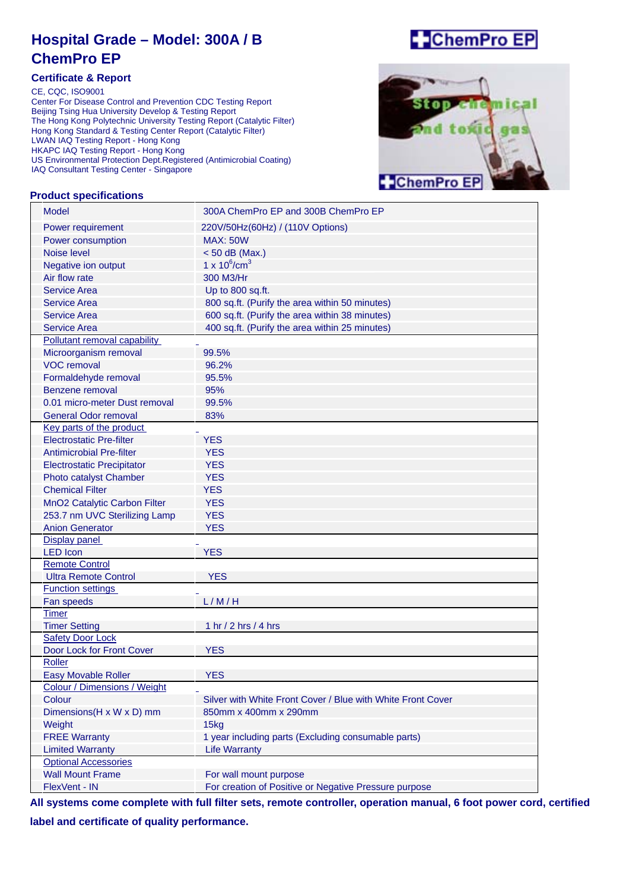# Hospital Grade – Model: 300A / B
# ChemPro EP

### Certificate & Report

CE, CQC, ISO9001
Center For Disease Control and Prevention CDC Testing Report
Beijing Tsing Hua University Develop & Testing Report
The Hong Kong Polytechnic University Testing Report (Catalytic Filter)
Hong Kong Standard & Testing Center Report (Catalytic Filter)
LWAN IAQ Testing Report - Hong Kong
HKAPC IAQ Testing Report - Hong Kong
US Environmental Protection Dept.Registered (Antimicrobial Coating)
IAQ Consultant Testing Center - Singapore

### Product specifications

| | |
|---|---|
| Model | 300A ChemPro EP and 300B ChemPro EP |
| Power requirement | 220V/50Hz(60Hz) / (110V Options) |
| Power consumption | MAX: 50W |
| Noise level | < 50 dB (Max.) |
| Negative ion output | $1 \times 10^6/cm^3$ |
| Air flow rate | 300 M3/Hr |
| Service Area | Up to 800 sq.ft. |
| Service Area | 800 sq.ft. (Purify the area within 50 minutes) |
| Service Area | 600 sq.ft. (Purify the area within 38 minutes) |
| Service Area | 400 sq.ft. (Purify the area within 25 minutes) |
| Pollutant removal capability | |
| Microorganism removal | 99.5% |
| VOC removal | 96.2% |
| Formaldehyde removal | 95.5% |
| Benzene removal | 95% |
| 0.01 micro-meter Dust removal | 99.5% |
| General Odor removal | 83% |
| Key parts of the product | |
| Electrostatic Pre-filter | YES |
| Antimicrobial Pre-filter | YES |
| Electrostatic Precipitator | YES |
| Photo catalyst Chamber | YES |
| Chemical Filter | YES |
| MnO2 Catalytic Carbon Filter | YES |
| 253.7 nm UVC Sterilizing Lamp | YES |
| Anion Generator | YES |
| Display panel | |
| LED Icon | YES |
| Remote Control | |
| Ultra Remote Control | YES |
| Function settings | |
| Fan speeds | L / M / H |
| Timer | |
| Timer Setting | 1 hr / 2 hrs / 4 hrs |
| Safety Door Lock | |
| Door Lock for Front Cover | YES |
| Roller | |
| Easy Movable Roller | YES |
| Colour / Dimensions / Weight | |
| Colour | Silver with White Front Cover / Blue with White Front Cover |
| Dimensions(H x W x D) mm | 850mm x 400mm x 290mm |
| Weight | 15kg |
| FREE Warranty | 1 year including parts (Excluding consumable parts) |
| Limited Warranty | Life Warranty |
| Optional Accessories | |
| Wall Mount Frame | For wall mount purpose |
| FlexVent - IN | For creation of Positive or Negative Pressure purpose |

**All systems come complete with full filter sets, remote controller, operation manual, 6 foot power cord, certified label and certificate of quality performance.**